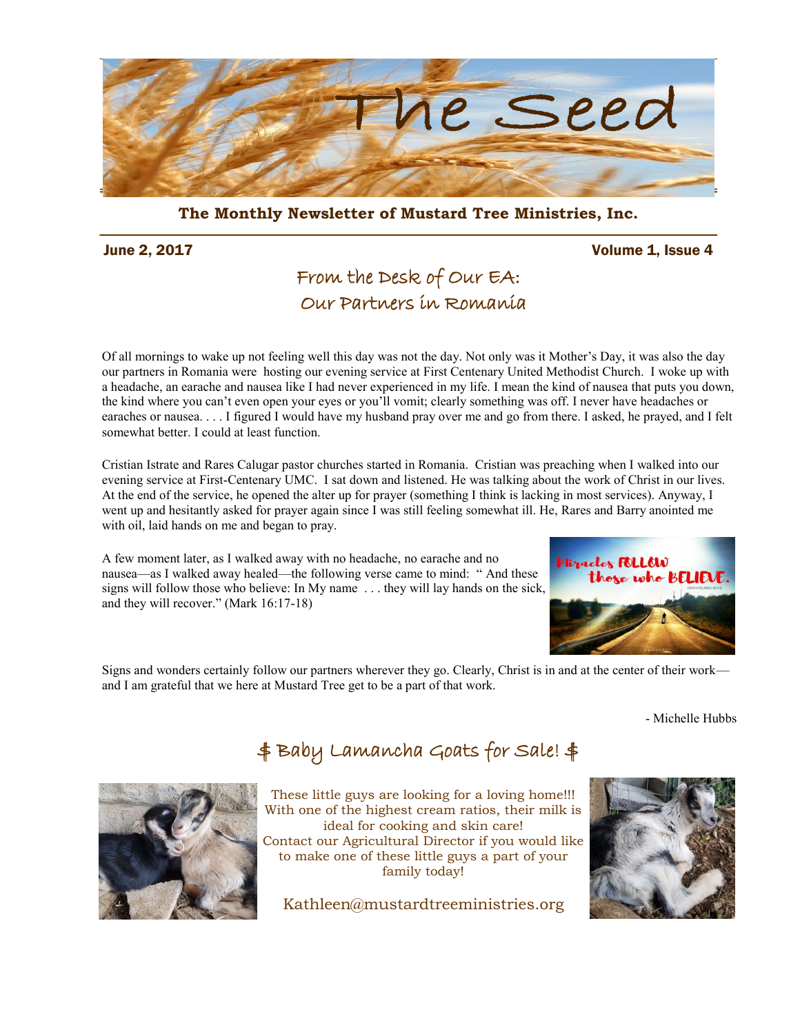# The Seed

**The Monthly Newsletter of Mustard Tree Ministries, Inc.**

June 2, 2017 Volume 1, Issue 4

## From the Desk of Our EA: Our Partners in Romania

Of all mornings to wake up not feeling well this day was not the day. Not only was it Mother's Day, it was also the day our partners in Romania were hosting our evening service at First Centenary United Methodist Church. I woke up with a headache, an earache and nausea like I had never experienced in my life. I mean the kind of nausea that puts you down, the kind where you can't even open your eyes or you'll vomit; clearly something was off. I never have headaches or earaches or nausea. . . . I figured I would have my husband pray over me and go from there. I asked, he prayed, and I felt somewhat better. I could at least function.

Cristian Istrate and Rares Calugar pastor churches started in Romania. Cristian was preaching when I walked into our evening service at First-Centenary UMC. I sat down and listened. He was talking about the work of Christ in our lives. At the end of the service, he opened the alter up for prayer (something I think is lacking in most services). Anyway, I went up and hesitantly asked for prayer again since I was still feeling somewhat ill. He, Rares and Barry anointed me with oil, laid hands on me and began to pray.

A few moment later, as I walked away with no headache, no earache and no nausea—as I walked away healed—the following verse came to mind: " And these signs will follow those who believe: In My name . . . they will lay hands on the sick, and they will recover." (Mark 16:17-18)

Signs and wonders certainly follow our partners wherever they go. Clearly, Christ is in and at the center of their work—and I am grateful that we here at Mustard Tree get to be a part of that work.

\- Michelle Hubbs

## $ Baby Lamancha Goats for Sale! $

These little guys are looking for a loving home!!! With one of the highest cream ratios, their milk is ideal for cooking and skin care! Contact our Agricultural Director if you would like to make one of these little guys a part of your family today!

Kathleen@mustardtreeministries.org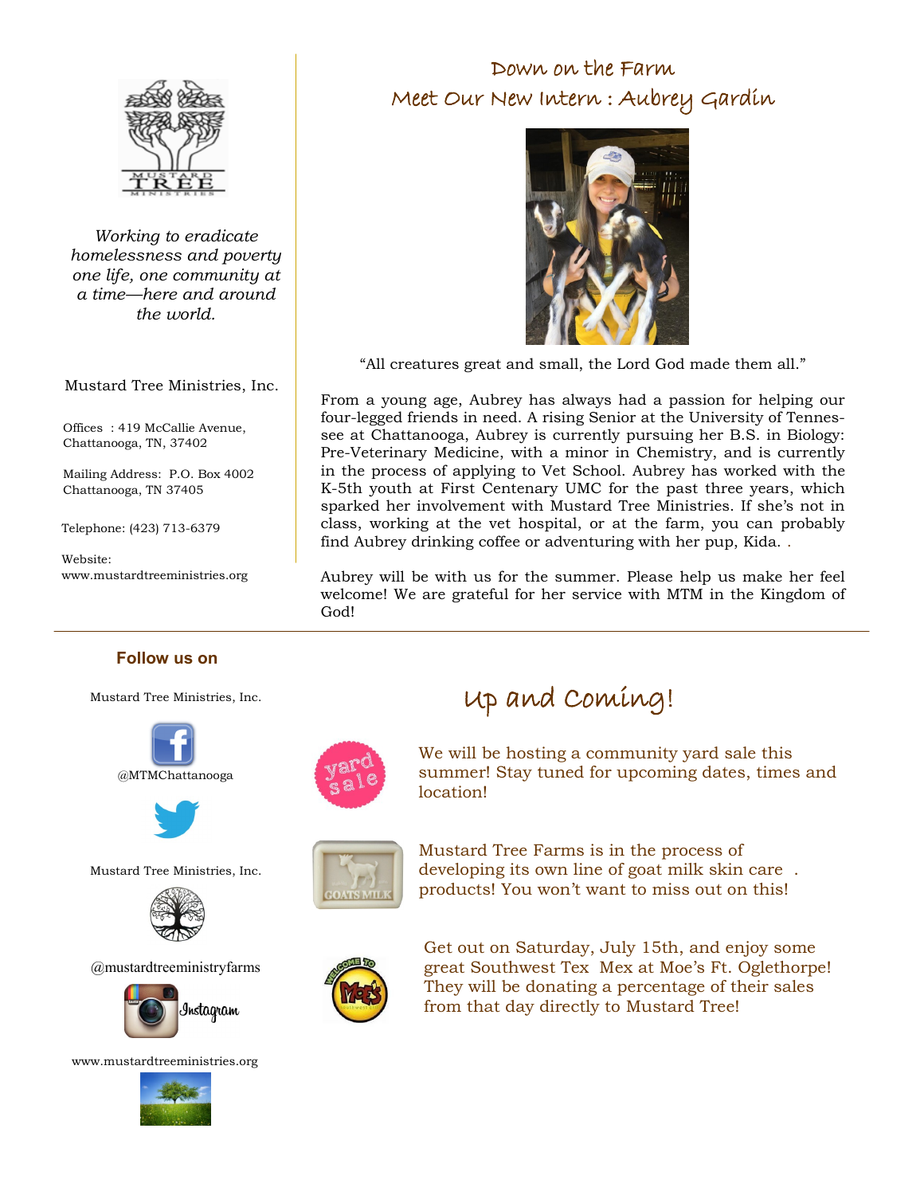*Working to eradicate homelessness and poverty one life, one community at a time—here and around the world.*

Mustard Tree Ministries, Inc.

Offices : 419 McCallie Avenue, Chattanooga, TN, 37402

Mailing Address: P.O. Box 4002 Chattanooga, TN 37405

Telephone: (423) 713-6379

Website: www.mustardtreeministries.org

## Down on the Farm
## Meet Our New Intern : Aubrey Gardin

"All creatures great and small, the Lord God made them all."

From a young age, Aubrey has always had a passion for helping our four-legged friends in need. A rising Senior at the University of Tennessee at Chattanooga, Aubrey is currently pursuing her B.S. in Biology: Pre-Veterinary Medicine, with a minor in Chemistry, and is currently in the process of applying to Vet School. Aubrey has worked with the K-5th youth at First Centenary UMC for the past three years, which sparked her involvement with Mustard Tree Ministries. If she's not in class, working at the vet hospital, or at the farm, you can probably find Aubrey drinking coffee or adventuring with her pup, Kida. .

Aubrey will be with us for the summer. Please help us make her feel welcome! We are grateful for her service with MTM in the Kingdom of God!

---

**Follow us on**

Mustard Tree Ministries, Inc.

@MTMChattanooga

Mustard Tree Ministries, Inc.

@mustardtreeministryfarms

www.mustardtreeministries.org

## Up and Coming!

We will be hosting a community yard sale this summer! Stay tuned for upcoming dates, times and location!

Mustard Tree Farms is in the process of developing its own line of goat milk skin care . products! You won't want to miss out on this!

Get out on Saturday, July 15th, and enjoy some great Southwest Tex Mex at Moe's Ft. Oglethorpe! They will be donating a percentage of their sales from that day directly to Mustard Tree!